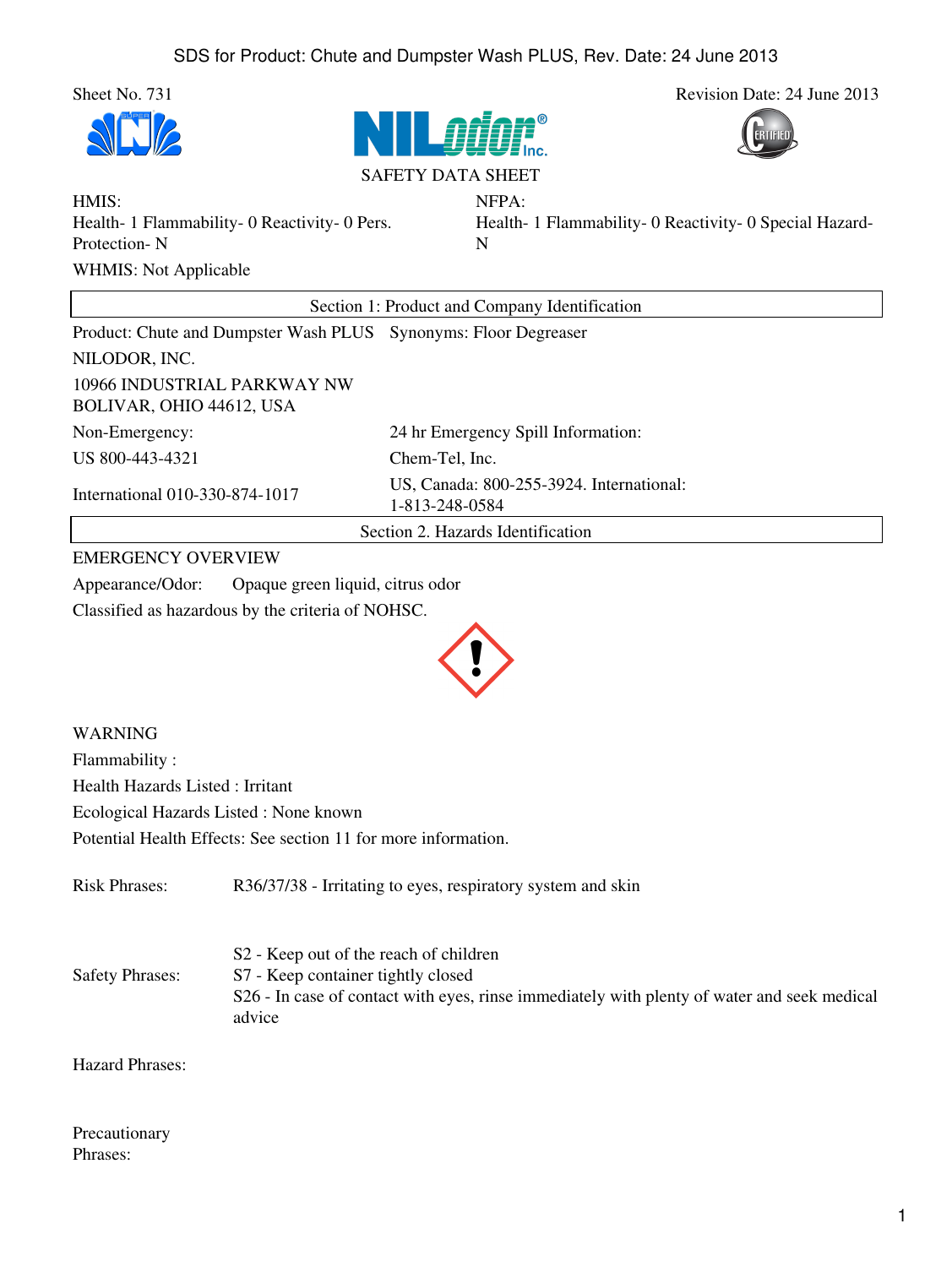Sheet No. 731

Revision Date: 24 June 2013

SAFETY DATA SHEET

HMIS:
Health- 1 Flammability- 0 Reactivity- 0 Pers. Protection- N

NFPA:
Health- 1 Flammability- 0 Reactivity- 0 Special Hazard- N

WHMIS: Not Applicable

## Section 1: Product and Company Identification

Product: Chute and Dumpster Wash PLUS    Synonyms: Floor Degreaser

NILODOR, INC.

10966 INDUSTRIAL PARKWAY NW
BOLIVAR, OHIO 44612, USA

| Non-Emergency: | 24 hr Emergency Spill Information: |
|---|---|
| US 800-443-4321 | Chem-Tel, Inc. |
| International 010-330-874-1017 | US, Canada: 800-255-3924. International: 1-813-248-0584 |

## Section 2. Hazards Identification

EMERGENCY OVERVIEW

Appearance/Odor: Opaque green liquid, citrus odor

Classified as hazardous by the criteria of NOHSC.

WARNING

Flammability :

Health Hazards Listed : Irritant

Ecological Hazards Listed : None known

Potential Health Effects: See section 11 for more information.

Risk Phrases: R36/37/38 - Irritating to eyes, respiratory system and skin

Safety Phrases:
S2 - Keep out of the reach of children
S7 - Keep container tightly closed
S26 - In case of contact with eyes, rinse immediately with plenty of water and seek medical advice

Hazard Phrases:

Precautionary Phrases: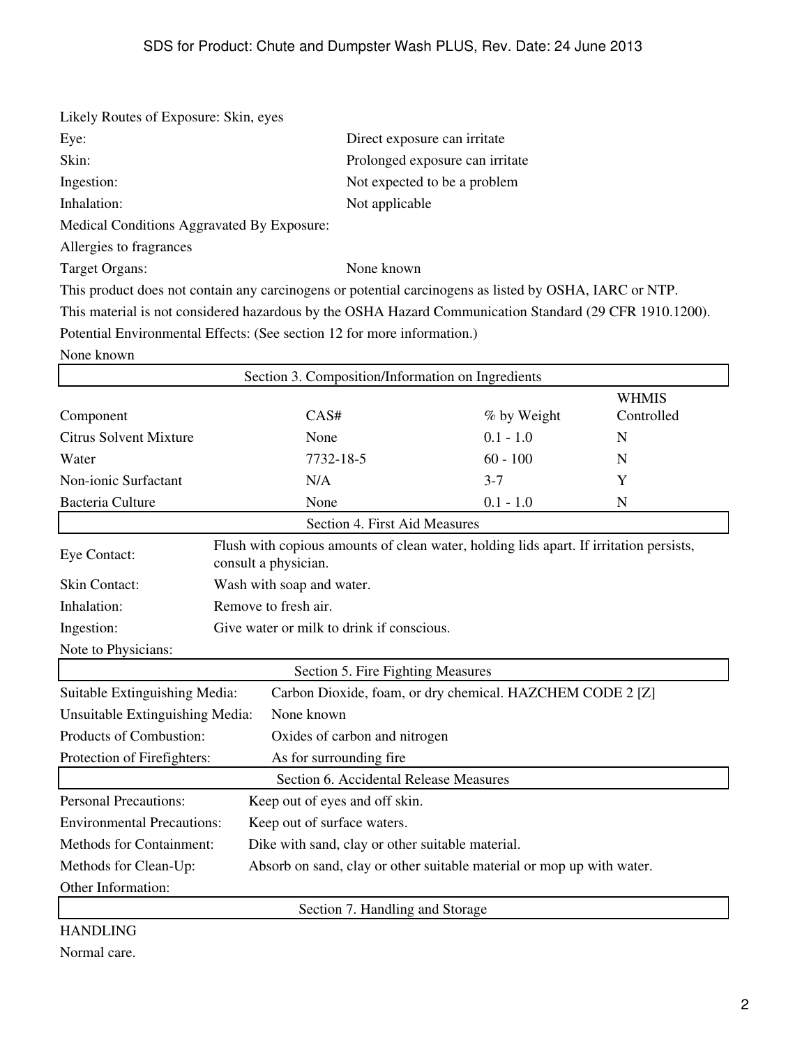Likely Routes of Exposure: Skin, eyes

| | |
|---|---|
| Eye: | Direct exposure can irritate |
| Skin: | Prolonged exposure can irritate |
| Ingestion: | Not expected to be a problem |
| Inhalation: | Not applicable |

Medical Conditions Aggravated By Exposure:

Allergies to fragrances

Target Organs: None known

This product does not contain any carcinogens or potential carcinogens as listed by OSHA, IARC or NTP.

This material is not considered hazardous by the OSHA Hazard Communication Standard (29 CFR 1910.1200).

Potential Environmental Effects: (See section 12 for more information.)

None known

## Section 3. Composition/Information on Ingredients

| Component | CAS# | % by Weight | WHMIS Controlled |
|---|---|---|---|
| Citrus Solvent Mixture | None | 0.1 - 1.0 | N |
| Water | 7732-18-5 | 60 - 100 | N |
| Non-ionic Surfactant | N/A | 3-7 | Y |
| Bacteria Culture | None | 0.1 - 1.0 | N |

## Section 4. First Aid Measures

| | |
|---|---|
| Eye Contact: | Flush with copious amounts of clean water, holding lids apart. If irritation persists, consult a physician. |
| Skin Contact: | Wash with soap and water. |
| Inhalation: | Remove to fresh air. |
| Ingestion: | Give water or milk to drink if conscious. |
| Note to Physicians: | |

## Section 5. Fire Fighting Measures

| | |
|---|---|
| Suitable Extinguishing Media: | Carbon Dioxide, foam, or dry chemical. HAZCHEM CODE 2 [Z] |
| Unsuitable Extinguishing Media: | None known |
| Products of Combustion: | Oxides of carbon and nitrogen |
| Protection of Firefighters: | As for surrounding fire |

## Section 6. Accidental Release Measures

| | |
|---|---|
| Personal Precautions: | Keep out of eyes and off skin. |
| Environmental Precautions: | Keep out of surface waters. |
| Methods for Containment: | Dike with sand, clay or other suitable material. |
| Methods for Clean-Up: | Absorb on sand, clay or other suitable material or mop up with water. |
| Other Information: | |

## Section 7. Handling and Storage

HANDLING

Normal care.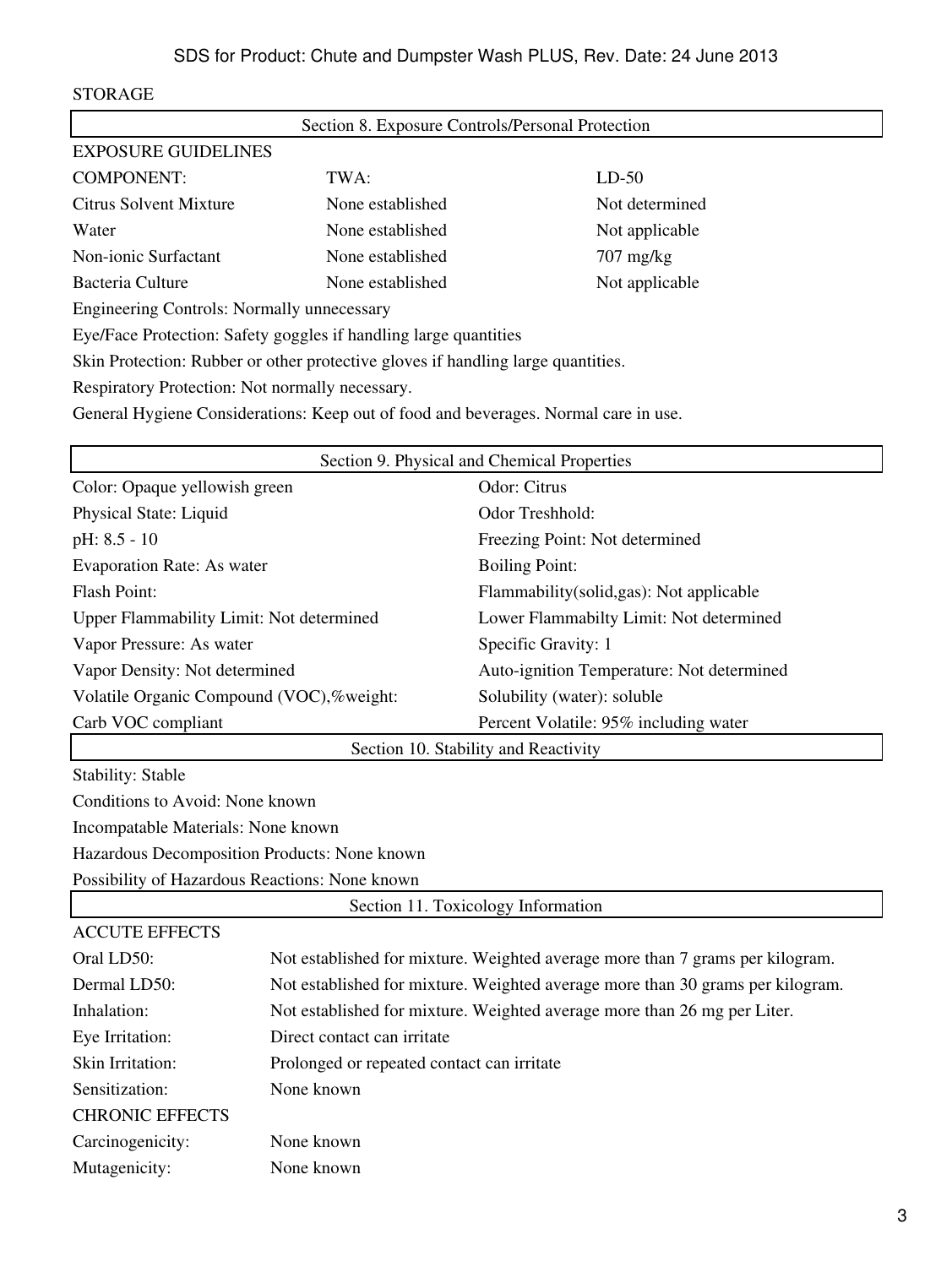STORAGE

## Section 8. Exposure Controls/Personal Protection

EXPOSURE GUIDELINES

| COMPONENT: | TWA: | LD-50 |
|---|---|---|
| Citrus Solvent Mixture | None established | Not determined |
| Water | None established | Not applicable |
| Non-ionic Surfactant | None established | 707 mg/kg |
| Bacteria Culture | None established | Not applicable |

Engineering Controls: Normally unnecessary

Eye/Face Protection: Safety goggles if handling large quantities

Skin Protection: Rubber or other protective gloves if handling large quantities.

Respiratory Protection: Not normally necessary.

General Hygiene Considerations: Keep out of food and beverages. Normal care in use.

## Section 9. Physical and Chemical Properties

| | |
|---|---|
| Color: Opaque yellowish green | Odor: Citrus |
| Physical State: Liquid | Odor Treshhold: |
| pH: 8.5 - 10 | Freezing Point: Not determined |
| Evaporation Rate: As water | Boiling Point: |
| Flash Point: | Flammability(solid,gas): Not applicable |
| Upper Flammability Limit: Not determined | Lower Flammabilty Limit: Not determined |
| Vapor Pressure: As water | Specific Gravity: 1 |
| Vapor Density: Not determined | Auto-ignition Temperature: Not determined |
| Volatile Organic Compound (VOC),%weight: | Solubility (water): soluble |
| Carb VOC compliant | Percent Volatile: 95% including water |

## Section 10. Stability and Reactivity

Stability: Stable

Conditions to Avoid: None known

Incompatable Materials: None known

Hazardous Decomposition Products: None known

Possibility of Hazardous Reactions: None known

## Section 11. Toxicology Information

ACCUTE EFFECTS

| | |
|---|---|
| Oral LD50: | Not established for mixture. Weighted average more than 7 grams per kilogram. |
| Dermal LD50: | Not established for mixture. Weighted average more than 30 grams per kilogram. |
| Inhalation: | Not established for mixture. Weighted average more than 26 mg per Liter. |
| Eye Irritation: | Direct contact can irritate |
| Skin Irritation: | Prolonged or repeated contact can irritate |
| Sensitization: | None known |

CHRONIC EFFECTS

| | |
|---|---|
| Carcinogenicity: | None known |
| Mutagenicity: | None known |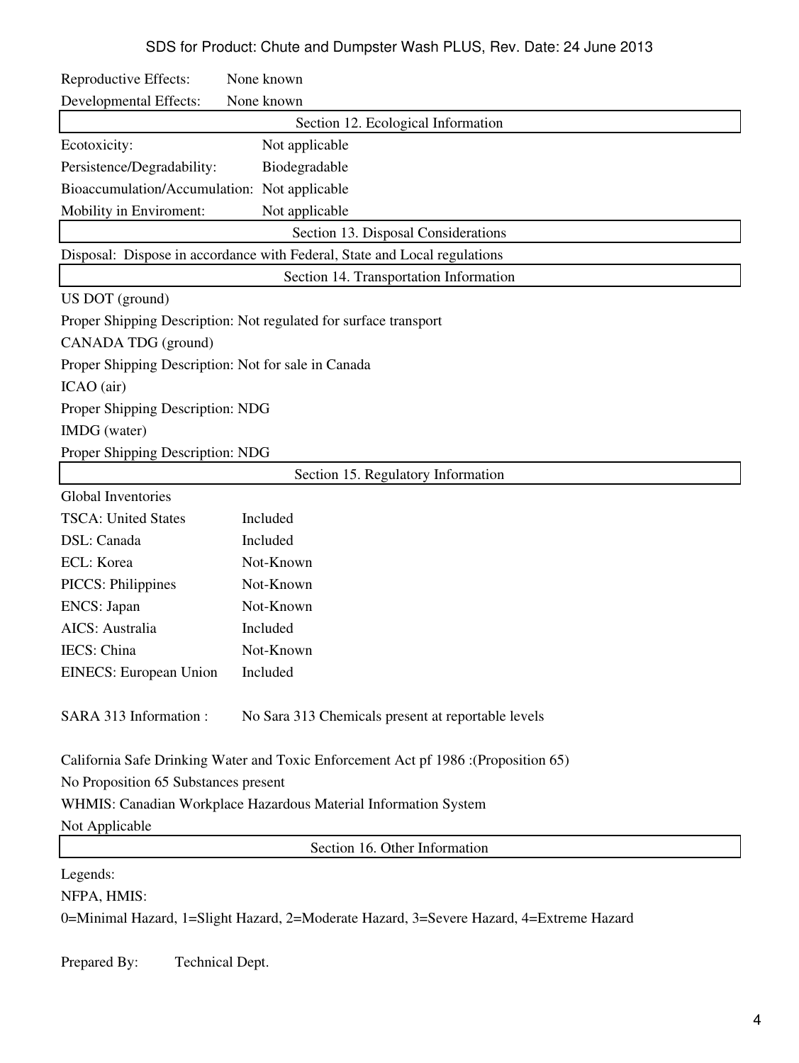Reproductive Effects: None known

Developmental Effects: None known

## Section 12. Ecological Information

Ecotoxicity: Not applicable

Persistence/Degradability: Biodegradable

Bioaccumulation/Accumulation: Not applicable

Mobility in Enviroment: Not applicable

## Section 13. Disposal Considerations

Disposal: Dispose in accordance with Federal, State and Local regulations

## Section 14. Transportation Information

US DOT (ground)

Proper Shipping Description: Not regulated for surface transport

CANADA TDG (ground)

Proper Shipping Description: Not for sale in Canada

ICAO (air)

Proper Shipping Description: NDG

IMDG (water)

Proper Shipping Description: NDG

## Section 15. Regulatory Information

Global Inventories

| | |
|---|---|
| TSCA: United States | Included |
| DSL: Canada | Included |
| ECL: Korea | Not-Known |
| PICCS: Philippines | Not-Known |
| ENCS: Japan | Not-Known |
| AICS: Australia | Included |
| IECS: China | Not-Known |
| EINECS: European Union | Included |

SARA 313 Information : No Sara 313 Chemicals present at reportable levels

California Safe Drinking Water and Toxic Enforcement Act pf 1986 :(Proposition 65)

No Proposition 65 Substances present

WHMIS: Canadian Workplace Hazardous Material Information System

Not Applicable

## Section 16. Other Information

Legends:

NFPA, HMIS:

0=Minimal Hazard, 1=Slight Hazard, 2=Moderate Hazard, 3=Severe Hazard, 4=Extreme Hazard

Prepared By: Technical Dept.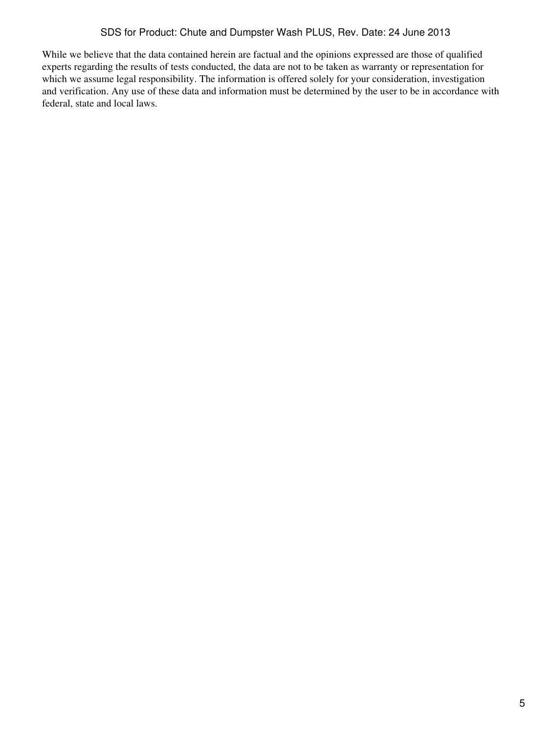While we believe that the data contained herein are factual and the opinions expressed are those of qualified experts regarding the results of tests conducted, the data are not to be taken as warranty or representation for which we assume legal responsibility. The information is offered solely for your consideration, investigation and verification. Any use of these data and information must be determined by the user to be in accordance with federal, state and local laws.